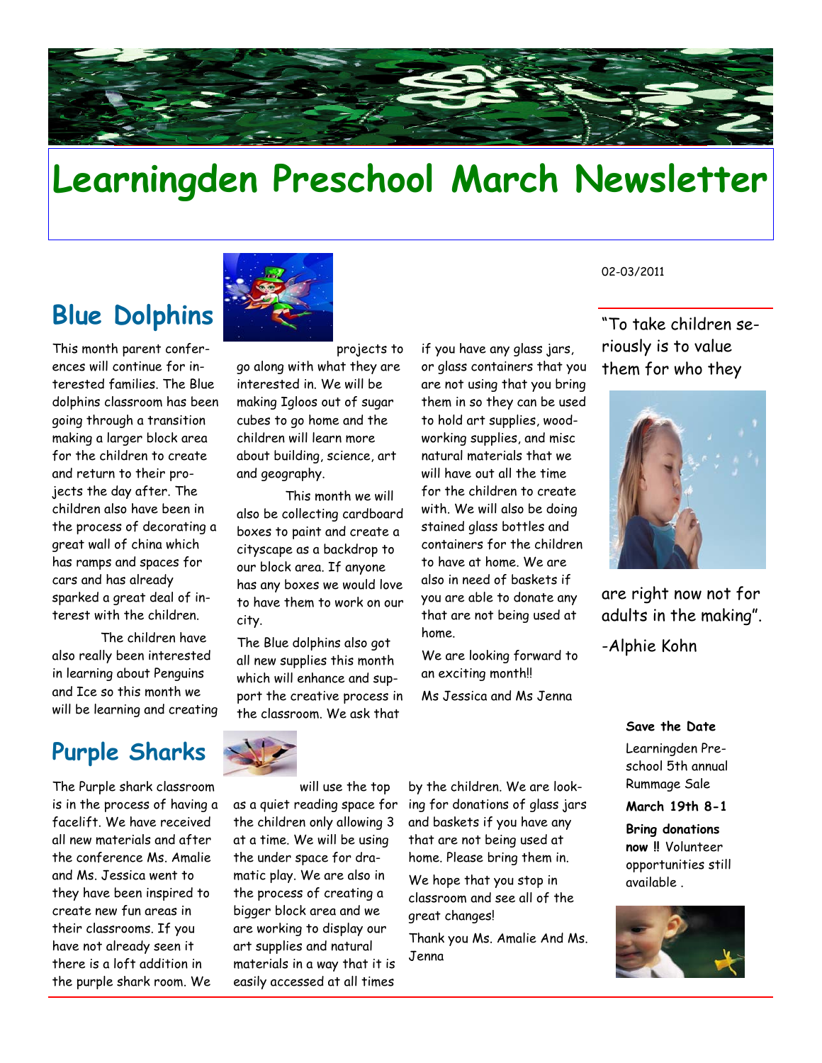# Learningden Preschool March Newsletter

02-03/2011

## Blue Dolphins

This month parent conferences will continue for interested families. The Blue dolphins classroom has been going through a transition making a larger block area for the children to create and return to their projects the day after. The children also have been in the process of decorating a great wall of china which has ramps and spaces for cars and has already sparked a great deal of interest with the children.

The children have also really been interested in learning about Penguins and Ice so this month we will be learning and creating projects to go along with what they are interested in. We will be making Igloos out of sugar cubes to go home and the children will learn more about building, science, art and geography.

This month we will also be collecting cardboard boxes to paint and create a cityscape as a backdrop to our block area. If anyone has any boxes we would love to have them to work on our city.

The Blue dolphins also got all new supplies this month which will enhance and support the creative process in the classroom. We ask that if you have any glass jars, or glass containers that you are not using that you bring them in so they can be used to hold art supplies, woodworking supplies, and misc natural materials that we will have out all the time for the children to create with. We will also be doing stained glass bottles and containers for the children to have at home. We are also in need of baskets if you are able to donate any that are not being used at home.

We are looking forward to an exciting month!!

Ms Jessica and Ms Jenna

## Purple Sharks

The Purple shark classroom is in the process of having a facelift. We have received all new materials and after the conference Ms. Amalie and Ms. Jessica went to they have been inspired to create new fun areas in their classrooms. If you have not already seen it there is a loft addition in the purple shark room. We will use the top as a quiet reading space for the children only allowing 3 at a time. We will be using the under space for dramatic play. We are also in the process of creating a bigger block area and we are working to display our art supplies and natural materials in a way that it is easily accessed at all times by the children. We are looking for donations of glass jars and baskets if you have any that are not being used at home. Please bring them in.

We hope that you stop in classroom and see all of the great changes!

Thank you Ms. Amalie And Ms. Jenna

"To take children seriously is to value them for who they are right now not for adults in the making".

-Alphie Kohn

**Save the Date**

Learningden Preschool 5th annual Rummage Sale

**March 19th 8-1**

**Bring donations now !!** Volunteer opportunities still available .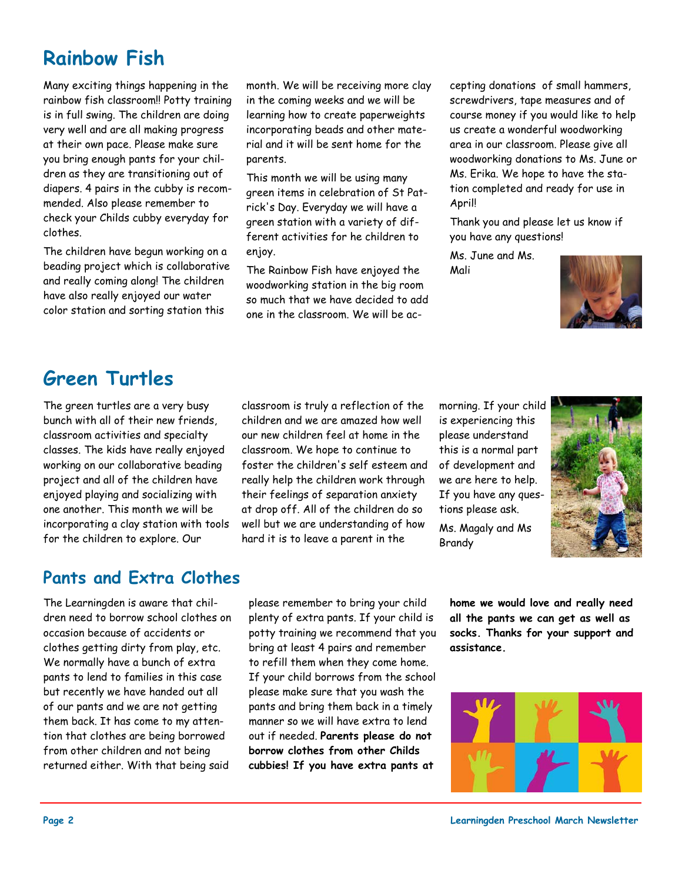## Rainbow Fish

Many exciting things happening in the rainbow fish classroom!! Potty training is in full swing. The children are doing very well and are all making progress at their own pace. Please make sure you bring enough pants for your children as they are transitioning out of diapers. 4 pairs in the cubby is recommended. Also please remember to check your Childs cubby everyday for clothes.

The children have begun working on a beading project which is collaborative and really coming along! The children have also really enjoyed our water color station and sorting station this month. We will be receiving more clay in the coming weeks and we will be learning how to create paperweights incorporating beads and other material and it will be sent home for the parents.

This month we will be using many green items in celebration of St Patrick's Day. Everyday we will have a green station with a variety of different activities for he children to enjoy.

The Rainbow Fish have enjoyed the woodworking station in the big room so much that we have decided to add one in the classroom. We will be accepting donations of small hammers, screwdrivers, tape measures and of course money if you would like to help us create a wonderful woodworking area in our classroom. Please give all woodworking donations to Ms. June or Ms. Erika. We hope to have the station completed and ready for use in April!

Thank you and please let us know if you have any questions!

Ms. June and Ms. Mali

## Green Turtles

The green turtles are a very busy bunch with all of their new friends, classroom activities and specialty classes. The kids have really enjoyed working on our collaborative beading project and all of the children have enjoyed playing and socializing with one another. This month we will be incorporating a clay station with tools for the children to explore. Our classroom is truly a reflection of the children and we are amazed how well our new children feel at home in the classroom. We hope to continue to foster the children's self esteem and really help the children work through their feelings of separation anxiety at drop off. All of the children do so well but we are understanding of how hard it is to leave a parent in the morning. If your child is experiencing this please understand this is a normal part of development and we are here to help. If you have any questions please ask.

Ms. Magaly and Ms Brandy

## Pants and Extra Clothes

The Learningden is aware that children need to borrow school clothes on occasion because of accidents or clothes getting dirty from play, etc. We normally have a bunch of extra pants to lend to families in this case but recently we have handed out all of our pants and we are not getting them back. It has come to my attention that clothes are being borrowed from other children and not being returned either. With that being said please remember to bring your child plenty of extra pants. If your child is potty training we recommend that you bring at least 4 pairs and remember to refill them when they come home. If your child borrows from the school please make sure that you wash the pants and bring them back in a timely manner so we will have extra to lend out if needed. **Parents please do not borrow clothes from other Childs cubbies! If you have extra pants at home we would love and really need all the pants we can get as well as socks. Thanks for your support and assistance.**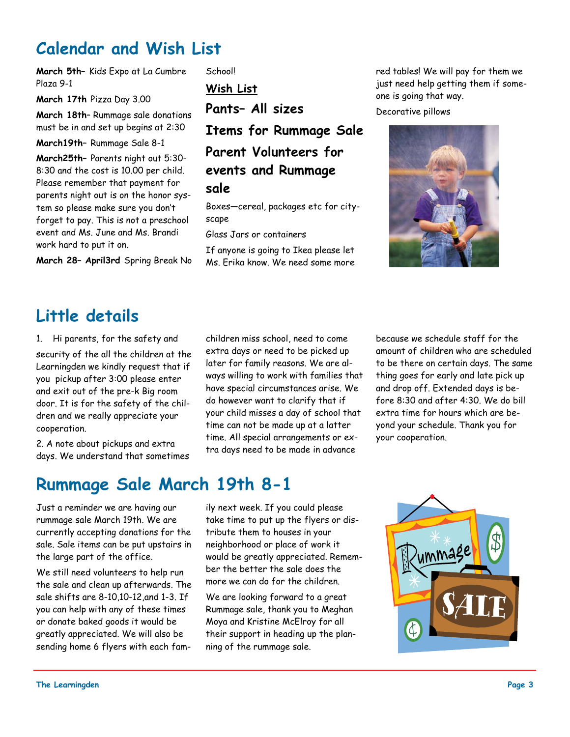## Calendar and Wish List

**March 5th**– Kids Expo at La Cumbre Plaza 9-1

**March 17th** Pizza Day 3.00

**March 18th**– Rummage sale donations must be in and set up begins at 2:30

**March19th**– Rummage Sale 8-1

**March25th**– Parents night out 5:30-8:30 and the cost is 10.00 per child. Please remember that payment for parents night out is on the honor system so please make sure you don't forget to pay. This is not a preschool event and Ms. June and Ms. Brandi work hard to put it on.

**March 28– April3rd** Spring Break No School!

### Wish List

**Pants– All sizes**

**Items for Rummage Sale**

**Parent Volunteers for events and Rummage sale**

Boxes—cereal, packages etc for cityscape

Glass Jars or containers

If anyone is going to Ikea please let Ms. Erika know. We need some more red tables! We will pay for them we just need help getting them if someone is going that way.

Decorative pillows

## Little details

1. Hi parents, for the safety and security of the all the children at the Learningden we kindly request that if you pickup after 3:00 please enter and exit out of the pre-k Big room door. It is for the safety of the children and we really appreciate your cooperation.

2. A note about pickups and extra days. We understand that sometimes children miss school, need to come extra days or need to be picked up later for family reasons. We are always willing to work with families that have special circumstances arise. We do however want to clarify that if your child misses a day of school that time can not be made up at a latter time. All special arrangements or extra days need to be made in advance because we schedule staff for the amount of children who are scheduled to be there on certain days. The same thing goes for early and late pick up and drop off. Extended days is before 8:30 and after 4:30. We do bill extra time for hours which are beyond your schedule. Thank you for your cooperation.

## Rummage Sale March 19th 8-1

Just a reminder we are having our rummage sale March 19th. We are currently accepting donations for the sale. Sale items can be put upstairs in the large part of the office.

We still need volunteers to help run the sale and clean up afterwards. The sale shifts are 8-10,10-12,and 1-3. If you can help with any of these times or donate baked goods it would be greatly appreciated. We will also be sending home 6 flyers with each family next week. If you could please take time to put up the flyers or distribute them to houses in your neighborhood or place of work it would be greatly appreciated. Remember the better the sale does the more we can do for the children.

We are looking forward to a great Rummage sale, thank you to Meghan Moya and Kristine McElroy for all their support in heading up the planning of the rummage sale.